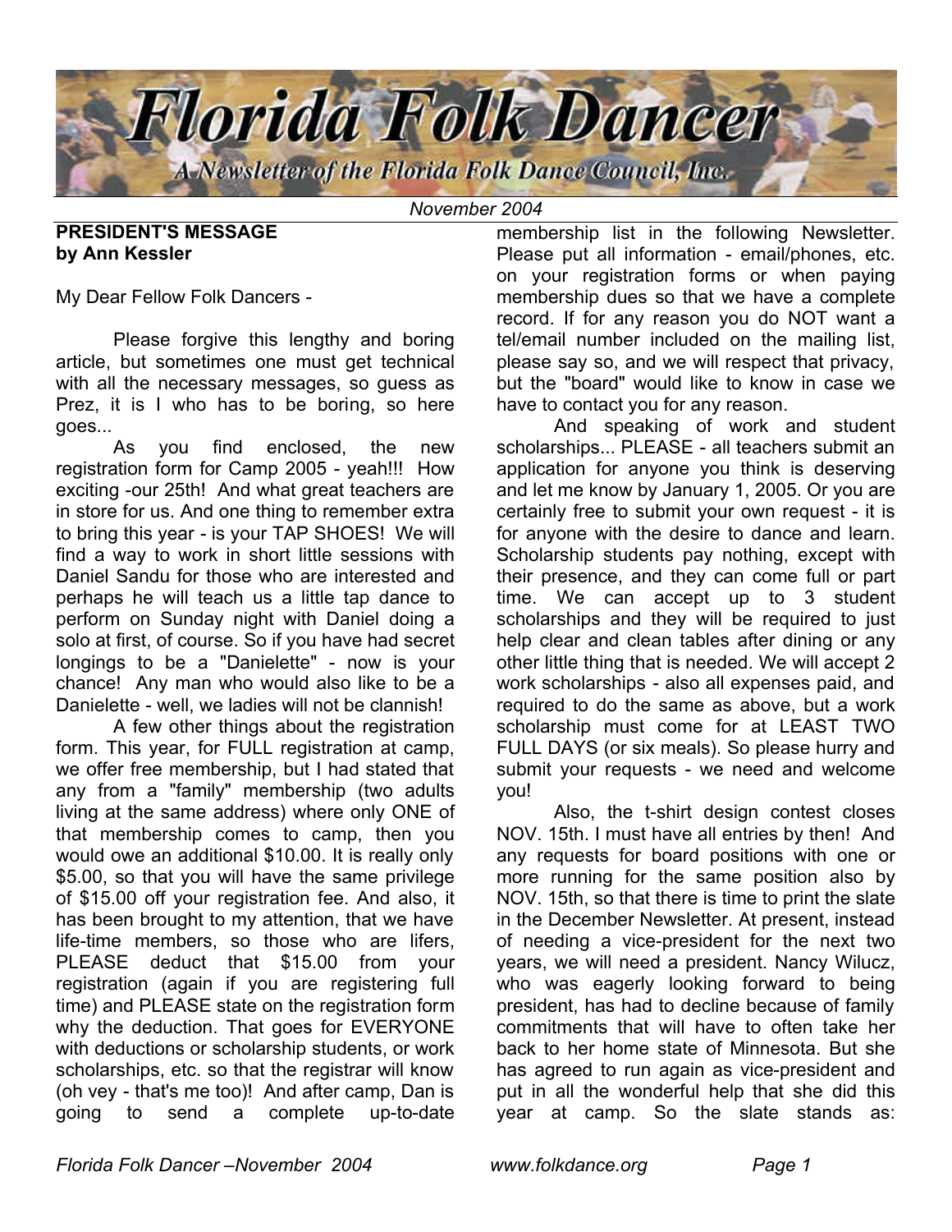# Florida Folk Dancer

A Newsletter of the Florida Folk Dance Council, Inc.

*November 2004*

**PRESIDENT'S MESSAGE**
**by Ann Kessler**

My Dear Fellow Folk Dancers -

Please forgive this lengthy and boring article, but sometimes one must get technical with all the necessary messages, so guess as Prez, it is I who has to be boring, so here goes...

As you find enclosed, the new registration form for Camp 2005 - yeah!!! How exciting -our 25th! And what great teachers are in store for us. And one thing to remember extra to bring this year - is your TAP SHOES! We will find a way to work in short little sessions with Daniel Sandu for those who are interested and perhaps he will teach us a little tap dance to perform on Sunday night with Daniel doing a solo at first, of course. So if you have had secret longings to be a "Danielette" - now is your chance! Any man who would also like to be a Danielette - well, we ladies will not be clannish!

A few other things about the registration form. This year, for FULL registration at camp, we offer free membership, but I had stated that any from a "family" membership (two adults living at the same address) where only ONE of that membership comes to camp, then you would owe an additional $10.00. It is really only $5.00, so that you will have the same privilege of $15.00 off your registration fee. And also, it has been brought to my attention, that we have life-time members, so those who are lifers, PLEASE deduct that $15.00 from your registration (again if you are registering full time) and PLEASE state on the registration form why the deduction. That goes for EVERYONE with deductions or scholarship students, or work scholarships, etc. so that the registrar will know (oh vey - that's me too)! And after camp, Dan is going to send a complete up-to-date membership list in the following Newsletter. Please put all information - email/phones, etc. on your registration forms or when paying membership dues so that we have a complete record. If for any reason you do NOT want a tel/email number included on the mailing list, please say so, and we will respect that privacy, but the "board" would like to know in case we have to contact you for any reason.

And speaking of work and student scholarships... PLEASE - all teachers submit an application for anyone you think is deserving and let me know by January 1, 2005. Or you are certainly free to submit your own request - it is for anyone with the desire to dance and learn. Scholarship students pay nothing, except with their presence, and they can come full or part time. We can accept up to 3 student scholarships and they will be required to just help clear and clean tables after dining or any other little thing that is needed. We will accept 2 work scholarships - also all expenses paid, and required to do the same as above, but a work scholarship must come for at LEAST TWO FULL DAYS (or six meals). So please hurry and submit your requests - we need and welcome you!

Also, the t-shirt design contest closes NOV. 15th. I must have all entries by then! And any requests for board positions with one or more running for the same position also by NOV. 15th, so that there is time to print the slate in the December Newsletter. At present, instead of needing a vice-president for the next two years, we will need a president. Nancy Wilucz, who was eagerly looking forward to being president, has had to decline because of family commitments that will have to often take her back to her home state of Minnesota. But she has agreed to run again as vice-president and put in all the wonderful help that she did this year at camp. So the slate stands as: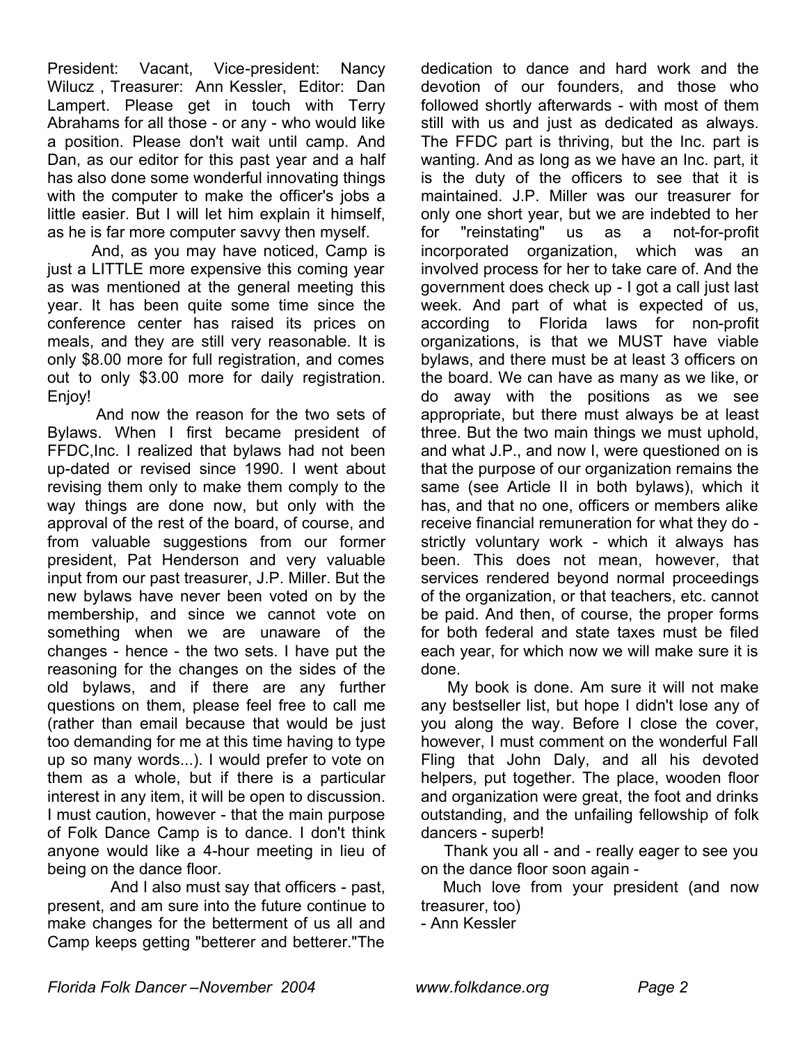President: Vacant, Vice-president: Nancy Wilucz , Treasurer: Ann Kessler, Editor: Dan Lampert. Please get in touch with Terry Abrahams for all those - or any - who would like a position. Please don't wait until camp. And Dan, as our editor for this past year and a half has also done some wonderful innovating things with the computer to make the officer's jobs a little easier. But I will let him explain it himself, as he is far more computer savvy then myself.

And, as you may have noticed, Camp is just a LITTLE more expensive this coming year as was mentioned at the general meeting this year. It has been quite some time since the conference center has raised its prices on meals, and they are still very reasonable. It is only $8.00 more for full registration, and comes out to only $3.00 more for daily registration. Enjoy!

And now the reason for the two sets of Bylaws. When I first became president of FFDC,Inc. I realized that bylaws had not been up-dated or revised since 1990. I went about revising them only to make them comply to the way things are done now, but only with the approval of the rest of the board, of course, and from valuable suggestions from our former president, Pat Henderson and very valuable input from our past treasurer, J.P. Miller. But the new bylaws have never been voted on by the membership, and since we cannot vote on something when we are unaware of the changes - hence - the two sets. I have put the reasoning for the changes on the sides of the old bylaws, and if there are any further questions on them, please feel free to call me (rather than email because that would be just too demanding for me at this time having to type up so many words...). I would prefer to vote on them as a whole, but if there is a particular interest in any item, it will be open to discussion. I must caution, however - that the main purpose of Folk Dance Camp is to dance. I don't think anyone would like a 4-hour meeting in lieu of being on the dance floor.

And I also must say that officers - past, present, and am sure into the future continue to make changes for the betterment of us all and Camp keeps getting "betterer and betterer."The dedication to dance and hard work and the devotion of our founders, and those who followed shortly afterwards - with most of them still with us and just as dedicated as always. The FFDC part is thriving, but the Inc. part is wanting. And as long as we have an Inc. part, it is the duty of the officers to see that it is maintained. J.P. Miller was our treasurer for only one short year, but we are indebted to her for "reinstating" us as a not-for-profit incorporated organization, which was an involved process for her to take care of. And the government does check up - I got a call just last week. And part of what is expected of us, according to Florida laws for non-profit organizations, is that we MUST have viable bylaws, and there must be at least 3 officers on the board. We can have as many as we like, or do away with the positions as we see appropriate, but there must always be at least three. But the two main things we must uphold, and what J.P., and now I, were questioned on is that the purpose of our organization remains the same (see Article II in both bylaws), which it has, and that no one, officers or members alike receive financial remuneration for what they do - strictly voluntary work - which it always has been. This does not mean, however, that services rendered beyond normal proceedings of the organization, or that teachers, etc. cannot be paid. And then, of course, the proper forms for both federal and state taxes must be filed each year, for which now we will make sure it is done.

My book is done. Am sure it will not make any bestseller list, but hope I didn't lose any of you along the way. Before I close the cover, however, I must comment on the wonderful Fall Fling that John Daly, and all his devoted helpers, put together. The place, wooden floor and organization were great, the foot and drinks outstanding, and the unfailing fellowship of folk dancers - superb!

Thank you all - and - really eager to see you on the dance floor soon again -

Much love from your president (and now treasurer, too)
- Ann Kessler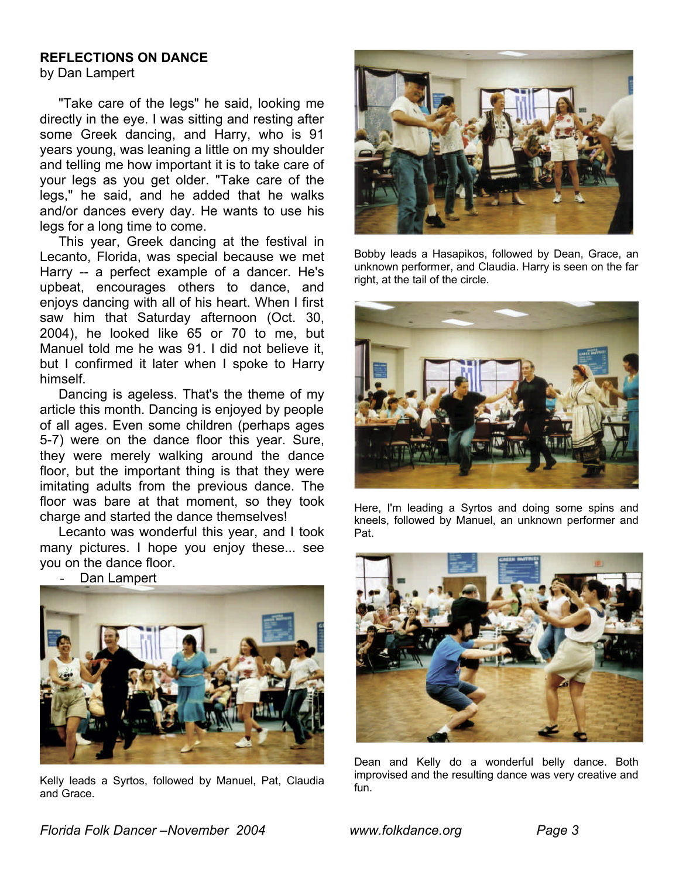## REFLECTIONS ON DANCE

by Dan Lampert

"Take care of the legs" he said, looking me directly in the eye. I was sitting and resting after some Greek dancing, and Harry, who is 91 years young, was leaning a little on my shoulder and telling me how important it is to take care of your legs as you get older. "Take care of the legs," he said, and he added that he walks and/or dances every day. He wants to use his legs for a long time to come.

This year, Greek dancing at the festival in Lecanto, Florida, was special because we met Harry -- a perfect example of a dancer. He's upbeat, encourages others to dance, and enjoys dancing with all of his heart. When I first saw him that Saturday afternoon (Oct. 30, 2004), he looked like 65 or 70 to me, but Manuel told me he was 91. I did not believe it, but I confirmed it later when I spoke to Harry himself.

Dancing is ageless. That's the theme of my article this month. Dancing is enjoyed by people of all ages. Even some children (perhaps ages 5-7) were on the dance floor this year. Sure, they were merely walking around the dance floor, but the important thing is that they were imitating adults from the previous dance. The floor was bare at that moment, so they took charge and started the dance themselves!

Lecanto was wonderful this year, and I took many pictures. I hope you enjoy these... see you on the dance floor.

- Dan Lampert

Kelly leads a Syrtos, followed by Manuel, Pat, Claudia and Grace.

Bobby leads a Hasapikos, followed by Dean, Grace, an unknown performer, and Claudia. Harry is seen on the far right, at the tail of the circle.

Here, I'm leading a Syrtos and doing some spins and kneels, followed by Manuel, an unknown performer and Pat.

Dean and Kelly do a wonderful belly dance. Both improvised and the resulting dance was very creative and fun.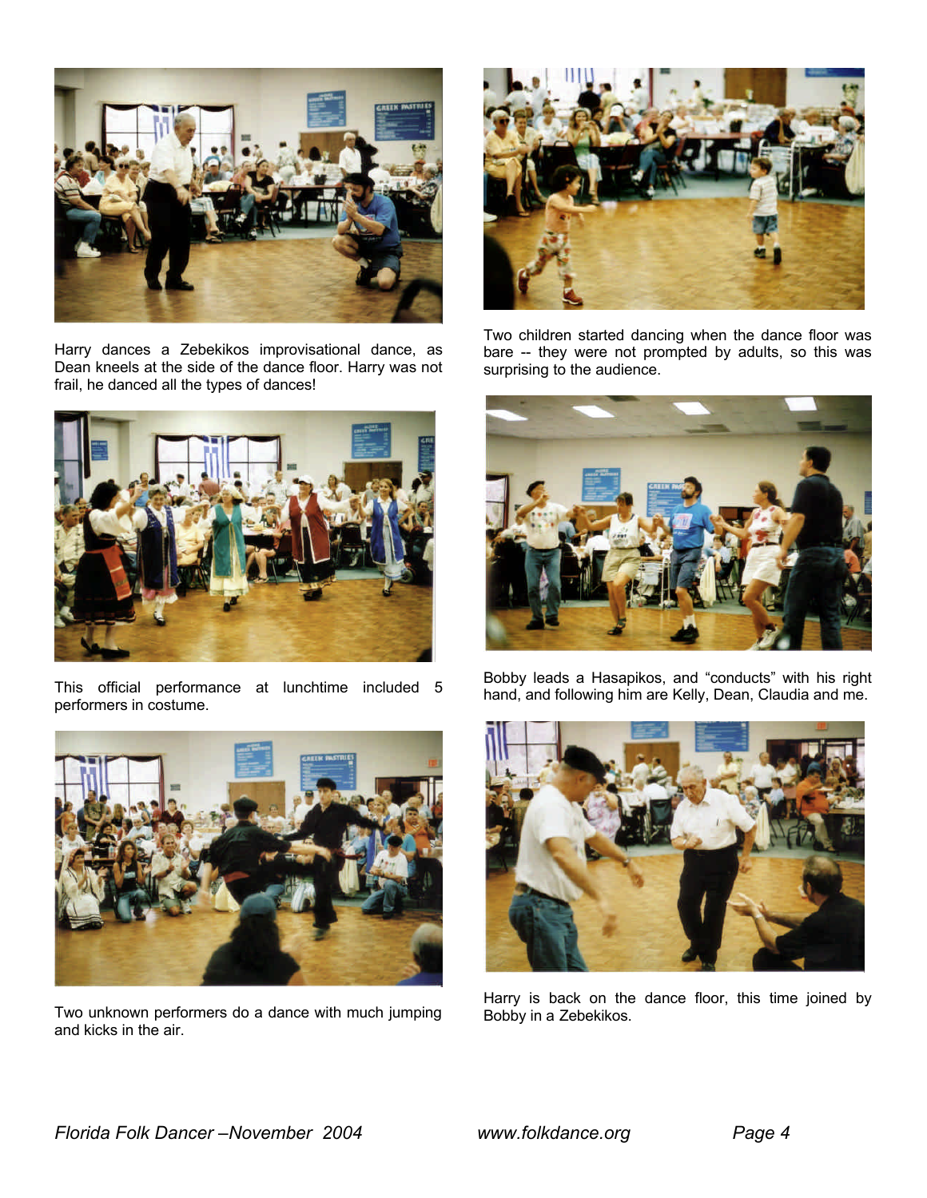Harry dances a Zebekikos improvisational dance, as Dean kneels at the side of the dance floor. Harry was not frail, he danced all the types of dances!

Two children started dancing when the dance floor was bare -- they were not prompted by adults, so this was surprising to the audience.

This official performance at lunchtime included 5 performers in costume.

Bobby leads a Hasapikos, and "conducts" with his right hand, and following him are Kelly, Dean, Claudia and me.

Two unknown performers do a dance with much jumping and kicks in the air.

Harry is back on the dance floor, this time joined by Bobby in a Zebekikos.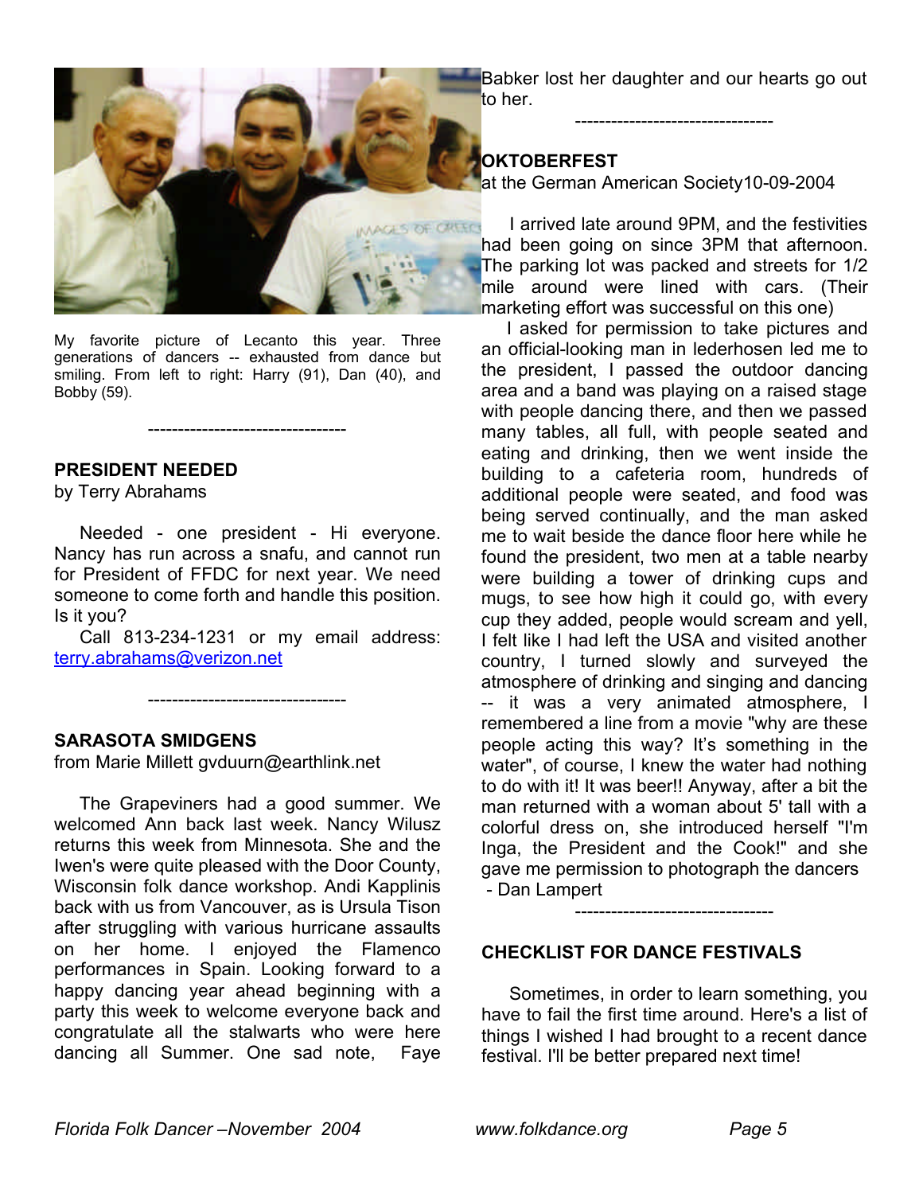My favorite picture of Lecanto this year. Three generations of dancers -- exhausted from dance but smiling. From left to right: Harry (91), Dan (40), and Bobby (59).

---

## PRESIDENT NEEDED

by Terry Abrahams

Needed - one president - Hi everyone. Nancy has run across a snafu, and cannot run for President of FFDC for next year. We need someone to come forth and handle this position. Is it you?

Call 813-234-1231 or my email address: terry.abrahams@verizon.net

---

## SARASOTA SMIDGENS

from Marie Millett gvduurn@earthlink.net

The Grapeviners had a good summer. We welcomed Ann back last week. Nancy Wilusz returns this week from Minnesota. She and the Iwen's were quite pleased with the Door County, Wisconsin folk dance workshop. Andi Kapplinis back with us from Vancouver, as is Ursula Tison after struggling with various hurricane assaults on her home. I enjoyed the Flamenco performances in Spain. Looking forward to a happy dancing year ahead beginning with a party this week to welcome everyone back and congratulate all the stalwarts who were here dancing all Summer. One sad note, Faye Babker lost her daughter and our hearts go out to her.

---

## OKTOBERFEST

at the German American Society10-09-2004

I arrived late around 9PM, and the festivities had been going on since 3PM that afternoon. The parking lot was packed and streets for 1/2 mile around were lined with cars. (Their marketing effort was successful on this one)

I asked for permission to take pictures and an official-looking man in lederhosen led me to the president, I passed the outdoor dancing area and a band was playing on a raised stage with people dancing there, and then we passed many tables, all full, with people seated and eating and drinking, then we went inside the building to a cafeteria room, hundreds of additional people were seated, and food was being served continually, and the man asked me to wait beside the dance floor here while he found the president, two men at a table nearby were building a tower of drinking cups and mugs, to see how high it could go, with every cup they added, people would scream and yell, I felt like I had left the USA and visited another country, I turned slowly and surveyed the atmosphere of drinking and singing and dancing -- it was a very animated atmosphere, I remembered a line from a movie "why are these people acting this way? It's something in the water", of course, I knew the water had nothing to do with it! It was beer!! Anyway, after a bit the man returned with a woman about 5' tall with a colorful dress on, she introduced herself "I'm Inga, the President and the Cook!" and she gave me permission to photograph the dancers

- Dan Lampert

---

## CHECKLIST FOR DANCE FESTIVALS

Sometimes, in order to learn something, you have to fail the first time around. Here's a list of things I wished I had brought to a recent dance festival. I'll be better prepared next time!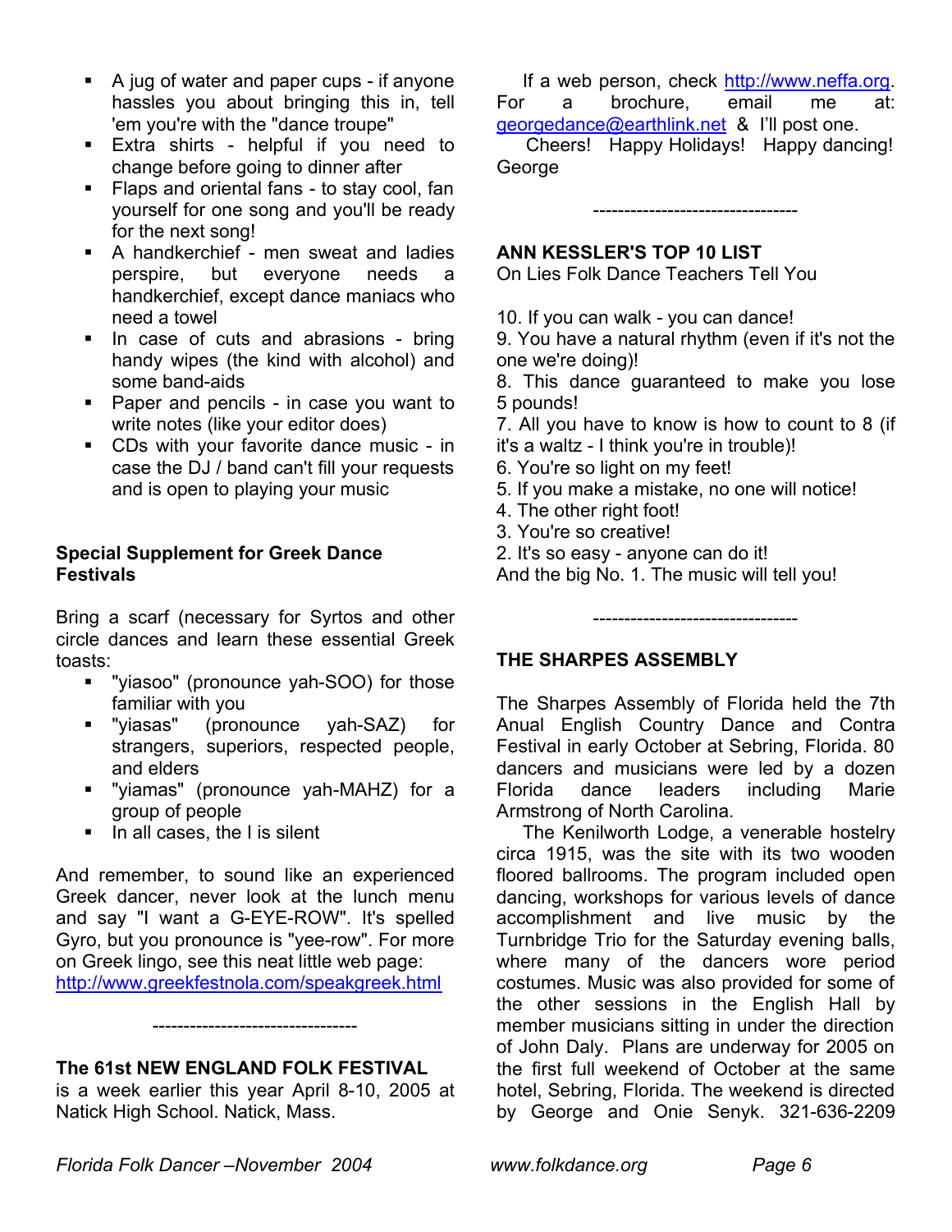- A jug of water and paper cups - if anyone hassles you about bringing this in, tell 'em you're with the "dance troupe"
- Extra shirts - helpful if you need to change before going to dinner after
- Flaps and oriental fans - to stay cool, fan yourself for one song and you'll be ready for the next song!
- A handkerchief - men sweat and ladies perspire, but everyone needs a handkerchief, except dance maniacs who need a towel
- In case of cuts and abrasions - bring handy wipes (the kind with alcohol) and some band-aids
- Paper and pencils - in case you want to write notes (like your editor does)
- CDs with your favorite dance music - in case the DJ / band can't fill your requests and is open to playing your music

**Special Supplement for Greek Dance Festivals**

Bring a scarf (necessary for Syrtos and other circle dances and learn these essential Greek toasts:

- "yiasoo" (pronounce yah-SOO) for those familiar with you
- "yiasas" (pronounce yah-SAZ) for strangers, superiors, respected people, and elders
- "yiamas" (pronounce yah-MAHZ) for a group of people
- In all cases, the I is silent

And remember, to sound like an experienced Greek dancer, never look at the lunch menu and say "I want a G-EYE-ROW". It's spelled Gyro, but you pronounce is "yee-row". For more on Greek lingo, see this neat little web page: http://www.greekfestnola.com/speakgreek.html

---------------------------------

**The 61st NEW ENGLAND FOLK FESTIVAL** is a week earlier this year April 8-10, 2005 at Natick High School. Natick, Mass.

If a web person, check http://www.neffa.org. For a brochure, email me at: georgedance@earthlink.net & I'll post one.

Cheers! Happy Holidays! Happy dancing!
George

---------------------------------

**ANN KESSLER'S TOP 10 LIST**
On Lies Folk Dance Teachers Tell You

10. If you can walk - you can dance!
9. You have a natural rhythm (even if it's not the one we're doing)!
8. This dance guaranteed to make you lose 5 pounds!
7. All you have to know is how to count to 8 (if it's a waltz - I think you're in trouble)!
6. You're so light on my feet!
5. If you make a mistake, no one will notice!
4. The other right foot!
3. You're so creative!
2. It's so easy - anyone can do it!

And the big No. 1. The music will tell you!

---------------------------------

**THE SHARPES ASSEMBLY**

The Sharpes Assembly of Florida held the 7th Anual English Country Dance and Contra Festival in early October at Sebring, Florida. 80 dancers and musicians were led by a dozen Florida dance leaders including Marie Armstrong of North Carolina.

The Kenilworth Lodge, a venerable hostelry circa 1915, was the site with its two wooden floored ballrooms. The program included open dancing, workshops for various levels of dance accomplishment and live music by the Turnbridge Trio for the Saturday evening balls, where many of the dancers wore period costumes. Music was also provided for some of the other sessions in the English Hall by member musicians sitting in under the direction of John Daly. Plans are underway for 2005 on the first full weekend of October at the same hotel, Sebring, Florida. The weekend is directed by George and Onie Senyk. 321-636-2209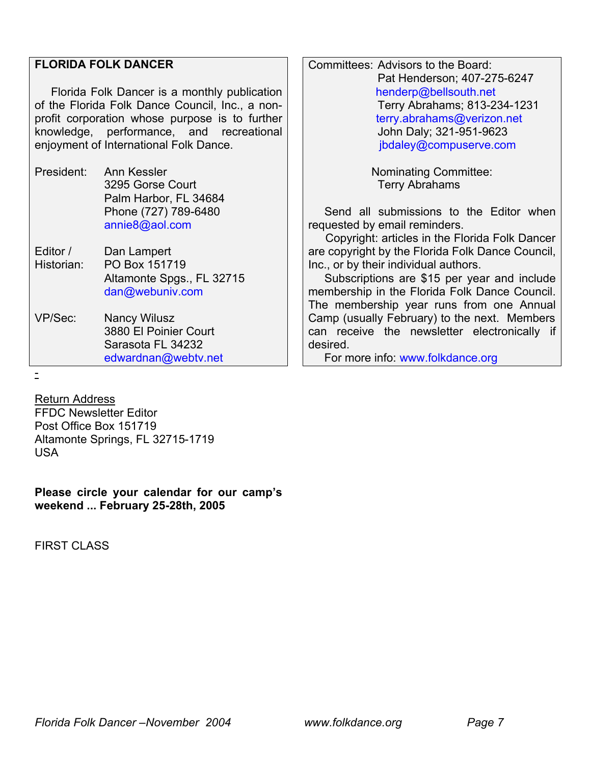**FLORIDA FOLK DANCER**

Florida Folk Dancer is a monthly publication of the Florida Folk Dance Council, Inc., a non-profit corporation whose purpose is to further knowledge, performance, and recreational enjoyment of International Folk Dance.

President: Ann Kessler
3295 Gorse Court
Palm Harbor, FL 34684
Phone (727) 789-6480
annie8@aol.com

Editor / Historian: Dan Lampert
PO Box 151719
Altamonte Spgs., FL 32715
dan@webuniv.com

VP/Sec: Nancy Wilusz
3880 El Poinier Court
Sarasota FL 34232
edwardnan@webtv.net

Committees: Advisors to the Board:
Pat Henderson; 407-275-6247
henderp@bellsouth.net
Terry Abrahams; 813-234-1231
terry.abrahams@verizon.net
John Daly; 321-951-9623
jbdaley@compuserve.com

Nominating Committee:
Terry Abrahams

Send all submissions to the Editor when requested by email reminders.

Copyright: articles in the Florida Folk Dancer are copyright by the Florida Folk Dance Council, Inc., or by their individual authors.

Subscriptions are $15 per year and include membership in the Florida Folk Dance Council. The membership year runs from one Annual Camp (usually February) to the next. Members can receive the newsletter electronically if desired.

For more info: www.folkdance.org

-

Return Address
FFDC Newsletter Editor
Post Office Box 151719
Altamonte Springs, FL 32715-1719
USA

**Please circle your calendar for our camp's weekend ... February 25-28th, 2005**

FIRST CLASS